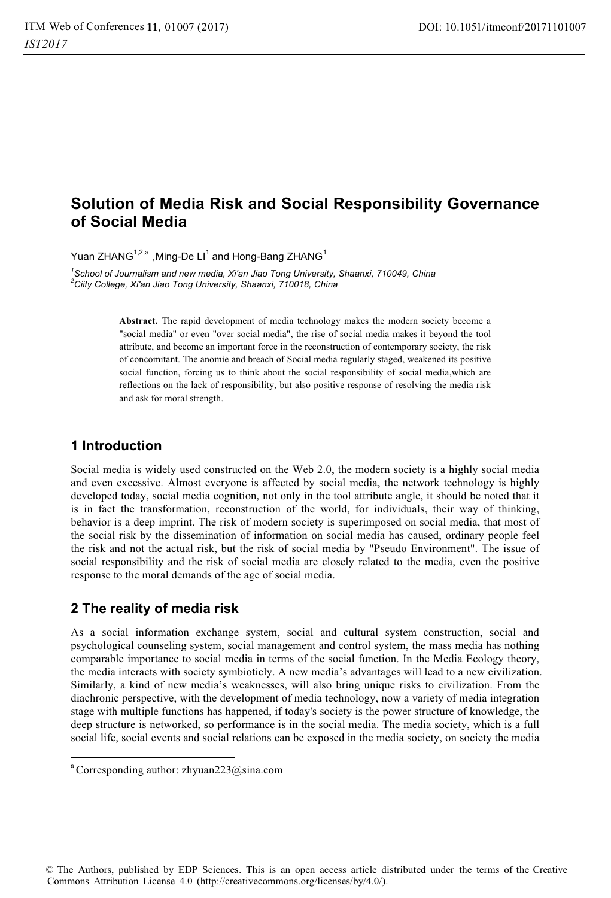# Solution of Media Risk and Social Responsibility Governance of Social Media

Yuan ZHANG[1,2,a] ,Ming-De LI[1] and Hong-Bang ZHANG[1]

[1]*School of Journalism and new media, Xi'an Jiao Tong University, Shaanxi, 710049, China*
[2]*Ciity College, Xi'an Jiao Tong University, Shaanxi, 710018, China*

**Abstract.** The rapid development of media technology makes the modern society become a "social media" or even "over social media", the rise of social media makes it beyond the tool attribute, and become an important force in the reconstruction of contemporary society, the risk of concomitant. The anomie and breach of Social media regularly staged, weakened its positive social function, forcing us to think about the social responsibility of social media,which are reflections on the lack of responsibility, but also positive response of resolving the media risk and ask for moral strength.

## 1 Introduction

Social media is widely used constructed on the Web 2.0, the modern society is a highly social media and even excessive. Almost everyone is affected by social media, the network technology is highly developed today, social media cognition, not only in the tool attribute angle, it should be noted that it is in fact the transformation, reconstruction of the world, for individuals, their way of thinking, behavior is a deep imprint. The risk of modern society is superimposed on social media, that most of the social risk by the dissemination of information on social media has caused, ordinary people feel the risk and not the actual risk, but the risk of social media by "Pseudo Environment". The issue of social responsibility and the risk of social media are closely related to the media, even the positive response to the moral demands of the age of social media.

## 2 The reality of media risk

As a social information exchange system, social and cultural system construction, social and psychological counseling system, social management and control system, the mass media has nothing comparable importance to social media in terms of the social function. In the Media Ecology theory, the media interacts with society symbioticly. A new media's advantages will lead to a new civilization. Similarly, a kind of new media's weaknesses, will also bring unique risks to civilization. From the diachronic perspective, with the development of media technology, now a variety of media integration stage with multiple functions has happened, if today's society is the power structure of knowledge, the deep structure is networked, so performance is in the social media. The media society, which is a full social life, social events and social relations can be exposed in the media society, on society the media

[a] Corresponding author: zhyuan223@sina.com

© The Authors, published by EDP Sciences. This is an open access article distributed under the terms of the Creative Commons Attribution License 4.0 (http://creativecommons.org/licenses/by/4.0/).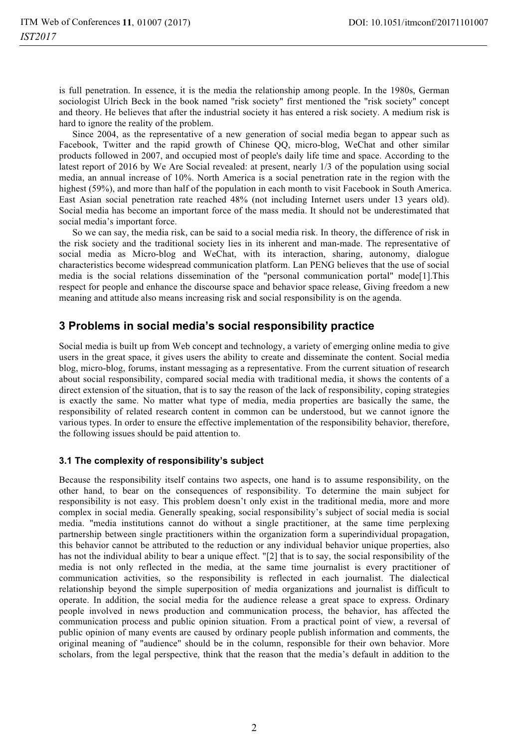is full penetration. In essence, it is the media the relationship among people. In the 1980s, German sociologist Ulrich Beck in the book named "risk society" first mentioned the "risk society" concept and theory. He believes that after the industrial society it has entered a risk society. A medium risk is hard to ignore the reality of the problem.

Since 2004, as the representative of a new generation of social media began to appear such as Facebook, Twitter and the rapid growth of Chinese QQ, micro-blog, WeChat and other similar products followed in 2007, and occupied most of people's daily life time and space. According to the latest report of 2016 by We Are Social revealed: at present, nearly 1/3 of the population using social media, an annual increase of 10%. North America is a social penetration rate in the region with the highest (59%), and more than half of the population in each month to visit Facebook in South America. East Asian social penetration rate reached 48% (not including Internet users under 13 years old). Social media has become an important force of the mass media. It should not be underestimated that social media's important force.

So we can say, the media risk, can be said to a social media risk. In theory, the difference of risk in the risk society and the traditional society lies in its inherent and man-made. The representative of social media as Micro-blog and WeChat, with its interaction, sharing, autonomy, dialogue characteristics become widespread communication platform. Lan PENG believes that the use of social media is the social relations dissemination of the "personal communication portal" mode[1].This respect for people and enhance the discourse space and behavior space release, Giving freedom a new meaning and attitude also means increasing risk and social responsibility is on the agenda.

## 3 Problems in social media's social responsibility practice

Social media is built up from Web concept and technology, a variety of emerging online media to give users in the great space, it gives users the ability to create and disseminate the content. Social media blog, micro-blog, forums, instant messaging as a representative. From the current situation of research about social responsibility, compared social media with traditional media, it shows the contents of a direct extension of the situation, that is to say the reason of the lack of responsibility, coping strategies is exactly the same. No matter what type of media, media properties are basically the same, the responsibility of related research content in common can be understood, but we cannot ignore the various types. In order to ensure the effective implementation of the responsibility behavior, therefore, the following issues should be paid attention to.

### 3.1 The complexity of responsibility's subject

Because the responsibility itself contains two aspects, one hand is to assume responsibility, on the other hand, to bear on the consequences of responsibility. To determine the main subject for responsibility is not easy. This problem doesn't only exist in the traditional media, more and more complex in social media. Generally speaking, social responsibility's subject of social media is social media. "media institutions cannot do without a single practitioner, at the same time perplexing partnership between single practitioners within the organization form a superindividual propagation, this behavior cannot be attributed to the reduction or any individual behavior unique properties, also has not the individual ability to bear a unique effect. "[2] that is to say, the social responsibility of the media is not only reflected in the media, at the same time journalist is every practitioner of communication activities, so the responsibility is reflected in each journalist. The dialectical relationship beyond the simple superposition of media organizations and journalist is difficult to operate. In addition, the social media for the audience release a great space to express. Ordinary people involved in news production and communication process, the behavior, has affected the communication process and public opinion situation. From a practical point of view, a reversal of public opinion of many events are caused by ordinary people publish information and comments, the original meaning of "audience" should be in the column, responsible for their own behavior. More scholars, from the legal perspective, think that the reason that the media's default in addition to the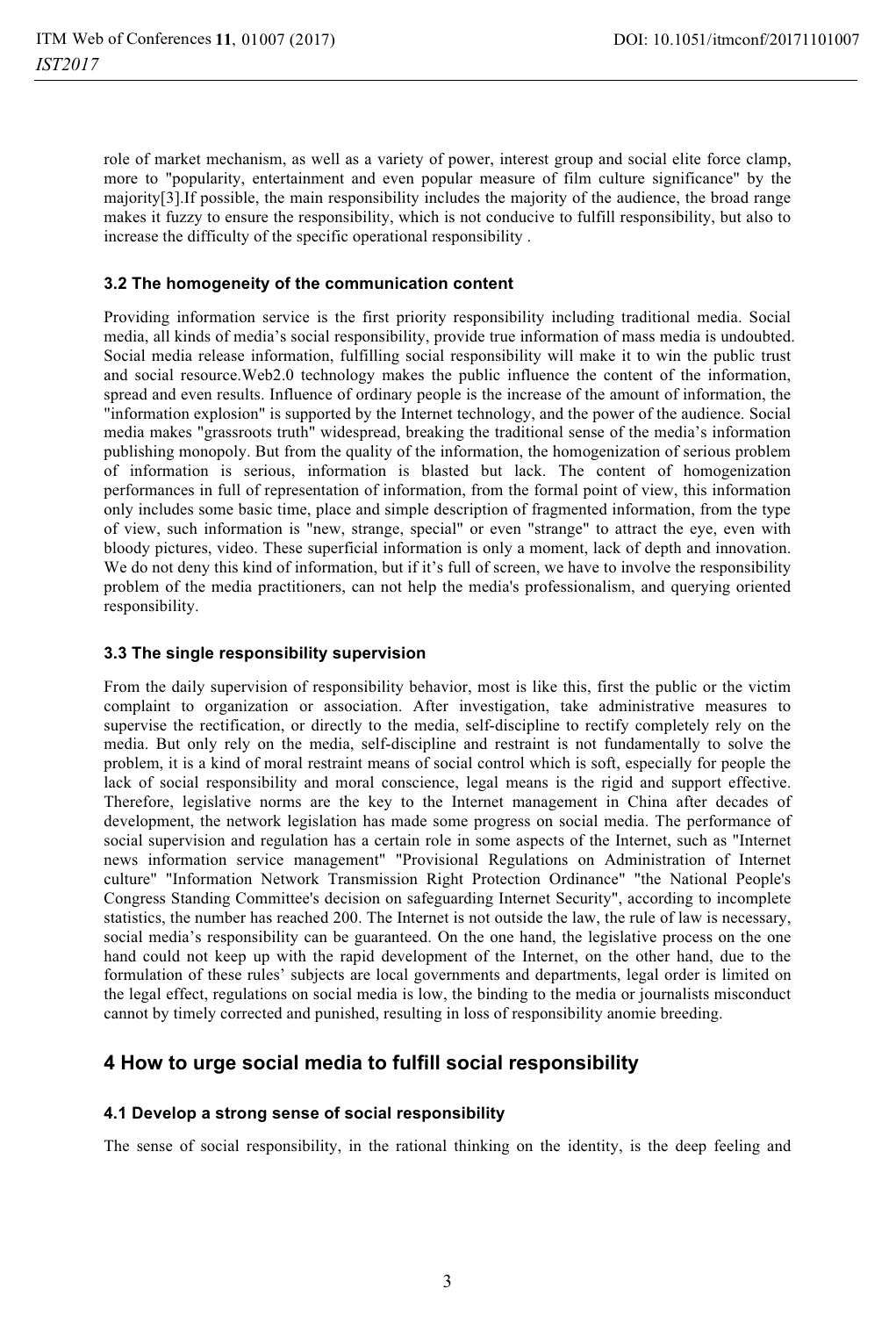role of market mechanism, as well as a variety of power, interest group and social elite force clamp, more to "popularity, entertainment and even popular measure of film culture significance" by the majority[3].If possible, the main responsibility includes the majority of the audience, the broad range makes it fuzzy to ensure the responsibility, which is not conducive to fulfill responsibility, but also to increase the difficulty of the specific operational responsibility .

### 3.2 The homogeneity of the communication content

Providing information service is the first priority responsibility including traditional media. Social media, all kinds of media's social responsibility, provide true information of mass media is undoubted. Social media release information, fulfilling social responsibility will make it to win the public trust and social resource.Web2.0 technology makes the public influence the content of the information, spread and even results. Influence of ordinary people is the increase of the amount of information, the "information explosion" is supported by the Internet technology, and the power of the audience. Social media makes "grassroots truth" widespread, breaking the traditional sense of the media's information publishing monopoly. But from the quality of the information, the homogenization of serious problem of information is serious, information is blasted but lack. The content of homogenization performances in full of representation of information, from the formal point of view, this information only includes some basic time, place and simple description of fragmented information, from the type of view, such information is "new, strange, special" or even "strange" to attract the eye, even with bloody pictures, video. These superficial information is only a moment, lack of depth and innovation. We do not deny this kind of information, but if it's full of screen, we have to involve the responsibility problem of the media practitioners, can not help the media's professionalism, and querying oriented responsibility.

### 3.3 The single responsibility supervision

From the daily supervision of responsibility behavior, most is like this, first the public or the victim complaint to organization or association. After investigation, take administrative measures to supervise the rectification, or directly to the media, self-discipline to rectify completely rely on the media. But only rely on the media, self-discipline and restraint is not fundamentally to solve the problem, it is a kind of moral restraint means of social control which is soft, especially for people the lack of social responsibility and moral conscience, legal means is the rigid and support effective. Therefore, legislative norms are the key to the Internet management in China after decades of development, the network legislation has made some progress on social media. The performance of social supervision and regulation has a certain role in some aspects of the Internet, such as "Internet news information service management" "Provisional Regulations on Administration of Internet culture" "Information Network Transmission Right Protection Ordinance" "the National People's Congress Standing Committee's decision on safeguarding Internet Security", according to incomplete statistics, the number has reached 200. The Internet is not outside the law, the rule of law is necessary, social media's responsibility can be guaranteed. On the one hand, the legislative process on the one hand could not keep up with the rapid development of the Internet, on the other hand, due to the formulation of these rules' subjects are local governments and departments, legal order is limited on the legal effect, regulations on social media is low, the binding to the media or journalists misconduct cannot by timely corrected and punished, resulting in loss of responsibility anomie breeding.

## 4 How to urge social media to fulfill social responsibility

### 4.1 Develop a strong sense of social responsibility

The sense of social responsibility, in the rational thinking on the identity, is the deep feeling and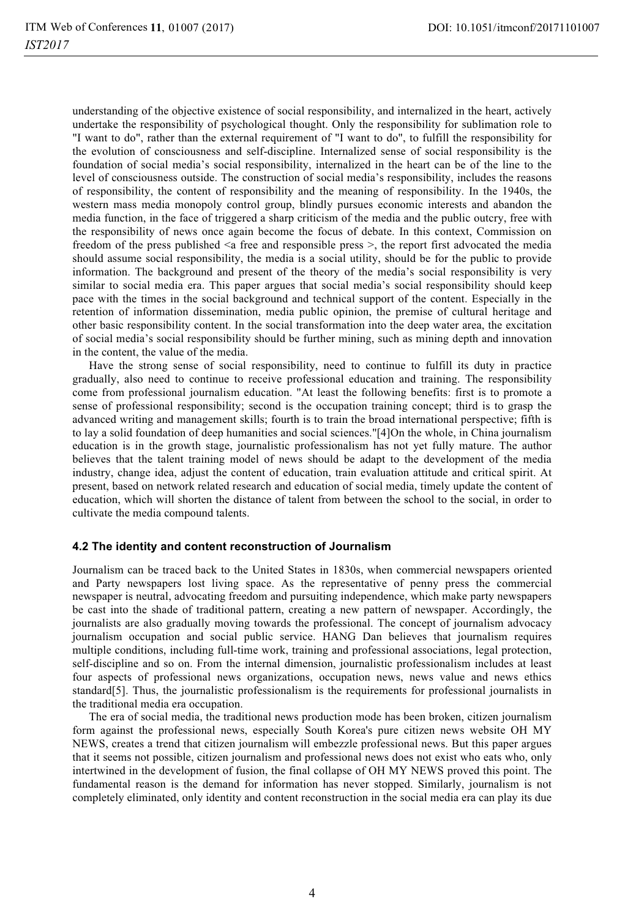understanding of the objective existence of social responsibility, and internalized in the heart, actively undertake the responsibility of psychological thought. Only the responsibility for sublimation role to "I want to do", rather than the external requirement of "I want to do", to fulfill the responsibility for the evolution of consciousness and self-discipline. Internalized sense of social responsibility is the foundation of social media's social responsibility, internalized in the heart can be of the line to the level of consciousness outside. The construction of social media's responsibility, includes the reasons of responsibility, the content of responsibility and the meaning of responsibility. In the 1940s, the western mass media monopoly control group, blindly pursues economic interests and abandon the media function, in the face of triggered a sharp criticism of the media and the public outcry, free with the responsibility of news once again become the focus of debate. In this context, Commission on freedom of the press published <a free and responsible press >, the report first advocated the media should assume social responsibility, the media is a social utility, should be for the public to provide information. The background and present of the theory of the media's social responsibility is very similar to social media era. This paper argues that social media's social responsibility should keep pace with the times in the social background and technical support of the content. Especially in the retention of information dissemination, media public opinion, the premise of cultural heritage and other basic responsibility content. In the social transformation into the deep water area, the excitation of social media's social responsibility should be further mining, such as mining depth and innovation in the content, the value of the media.

Have the strong sense of social responsibility, need to continue to fulfill its duty in practice gradually, also need to continue to receive professional education and training. The responsibility come from professional journalism education. "At least the following benefits: first is to promote a sense of professional responsibility; second is the occupation training concept; third is to grasp the advanced writing and management skills; fourth is to train the broad international perspective; fifth is to lay a solid foundation of deep humanities and social sciences."[4]On the whole, in China journalism education is in the growth stage, journalistic professionalism has not yet fully mature. The author believes that the talent training model of news should be adapt to the development of the media industry, change idea, adjust the content of education, train evaluation attitude and critical spirit. At present, based on network related research and education of social media, timely update the content of education, which will shorten the distance of talent from between the school to the social, in order to cultivate the media compound talents.

### 4.2 The identity and content reconstruction of Journalism

Journalism can be traced back to the United States in 1830s, when commercial newspapers oriented and Party newspapers lost living space. As the representative of penny press the commercial newspaper is neutral, advocating freedom and pursuiting independence, which make party newspapers be cast into the shade of traditional pattern, creating a new pattern of newspaper. Accordingly, the journalists are also gradually moving towards the professional. The concept of journalism advocacy journalism occupation and social public service. HANG Dan believes that journalism requires multiple conditions, including full-time work, training and professional associations, legal protection, self-discipline and so on. From the internal dimension, journalistic professionalism includes at least four aspects of professional news organizations, occupation news, news value and news ethics standard[5]. Thus, the journalistic professionalism is the requirements for professional journalists in the traditional media era occupation.

The era of social media, the traditional news production mode has been broken, citizen journalism form against the professional news, especially South Korea's pure citizen news website OH MY NEWS, creates a trend that citizen journalism will embezzle professional news. But this paper argues that it seems not possible, citizen journalism and professional news does not exist who eats who, only intertwined in the development of fusion, the final collapse of OH MY NEWS proved this point. The fundamental reason is the demand for information has never stopped. Similarly, journalism is not completely eliminated, only identity and content reconstruction in the social media era can play its due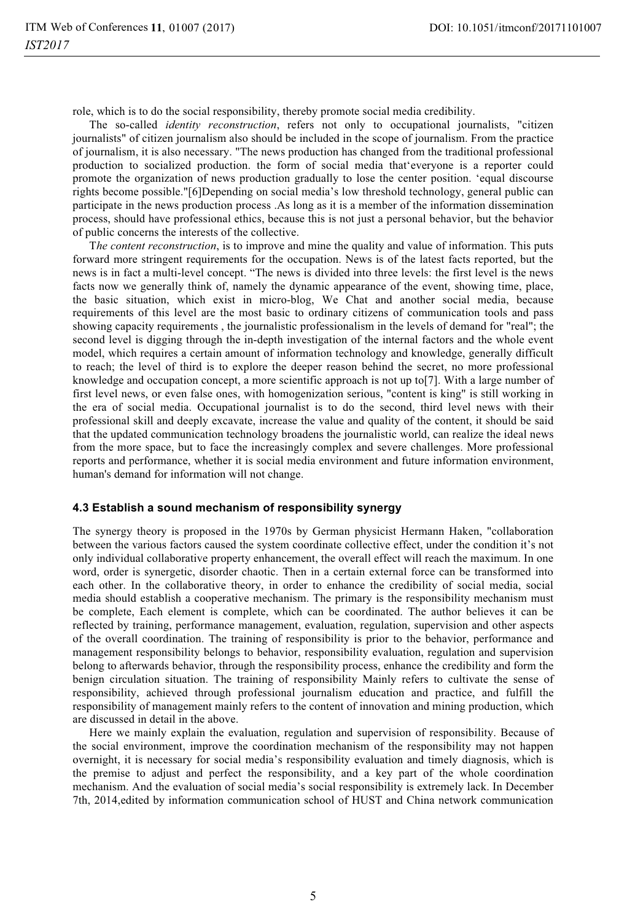role, which is to do the social responsibility, thereby promote social media credibility.

The so-called *identity reconstruction*, refers not only to occupational journalists, "citizen journalists" of citizen journalism also should be included in the scope of journalism. From the practice of journalism, it is also necessary. "The news production has changed from the traditional professional production to socialized production. the form of social media that'everyone is a reporter could promote the organization of news production gradually to lose the center position. 'equal discourse rights become possible."[6]Depending on social media's low threshold technology, general public can participate in the news production process .As long as it is a member of the information dissemination process, should have professional ethics, because this is not just a personal behavior, but the behavior of public concerns the interests of the collective.

T*he content reconstruction*, is to improve and mine the quality and value of information. This puts forward more stringent requirements for the occupation. News is of the latest facts reported, but the news is in fact a multi-level concept. "The news is divided into three levels: the first level is the news facts now we generally think of, namely the dynamic appearance of the event, showing time, place, the basic situation, which exist in micro-blog, We Chat and another social media, because requirements of this level are the most basic to ordinary citizens of communication tools and pass showing capacity requirements , the journalistic professionalism in the levels of demand for "real"; the second level is digging through the in-depth investigation of the internal factors and the whole event model, which requires a certain amount of information technology and knowledge, generally difficult to reach; the level of third is to explore the deeper reason behind the secret, no more professional knowledge and occupation concept, a more scientific approach is not up to[7]. With a large number of first level news, or even false ones, with homogenization serious, "content is king" is still working in the era of social media. Occupational journalist is to do the second, third level news with their professional skill and deeply excavate, increase the value and quality of the content, it should be said that the updated communication technology broadens the journalistic world, can realize the ideal news from the more space, but to face the increasingly complex and severe challenges. More professional reports and performance, whether it is social media environment and future information environment, human's demand for information will not change.

### 4.3 Establish a sound mechanism of responsibility synergy

The synergy theory is proposed in the 1970s by German physicist Hermann Haken, "collaboration between the various factors caused the system coordinate collective effect, under the condition it's not only individual collaborative property enhancement, the overall effect will reach the maximum. In one word, order is synergetic, disorder chaotic. Then in a certain external force can be transformed into each other. In the collaborative theory, in order to enhance the credibility of social media, social media should establish a cooperative mechanism. The primary is the responsibility mechanism must be complete, Each element is complete, which can be coordinated. The author believes it can be reflected by training, performance management, evaluation, regulation, supervision and other aspects of the overall coordination. The training of responsibility is prior to the behavior, performance and management responsibility belongs to behavior, responsibility evaluation, regulation and supervision belong to afterwards behavior, through the responsibility process, enhance the credibility and form the benign circulation situation. The training of responsibility Mainly refers to cultivate the sense of responsibility, achieved through professional journalism education and practice, and fulfill the responsibility of management mainly refers to the content of innovation and mining production, which are discussed in detail in the above.

Here we mainly explain the evaluation, regulation and supervision of responsibility. Because of the social environment, improve the coordination mechanism of the responsibility may not happen overnight, it is necessary for social media's responsibility evaluation and timely diagnosis, which is the premise to adjust and perfect the responsibility, and a key part of the whole coordination mechanism. And the evaluation of social media's social responsibility is extremely lack. In December 7th, 2014,edited by information communication school of HUST and China network communication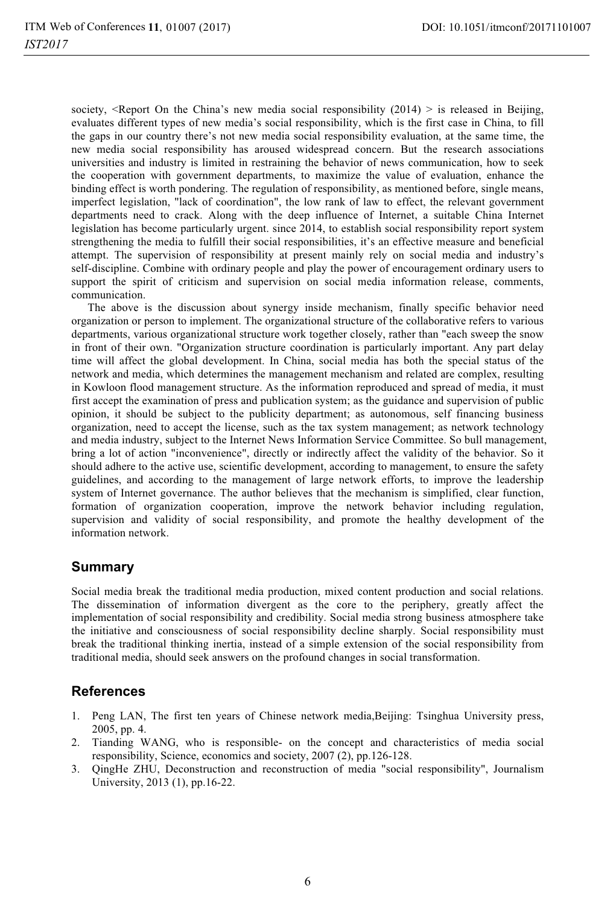society, <Report On the China's new media social responsibility (2014) > is released in Beijing, evaluates different types of new media's social responsibility, which is the first case in China, to fill the gaps in our country there's not new media social responsibility evaluation, at the same time, the new media social responsibility has aroused widespread concern. But the research associations universities and industry is limited in restraining the behavior of news communication, how to seek the cooperation with government departments, to maximize the value of evaluation, enhance the binding effect is worth pondering. The regulation of responsibility, as mentioned before, single means, imperfect legislation, "lack of coordination", the low rank of law to effect, the relevant government departments need to crack. Along with the deep influence of Internet, a suitable China Internet legislation has become particularly urgent. since 2014, to establish social responsibility report system strengthening the media to fulfill their social responsibilities, it's an effective measure and beneficial attempt. The supervision of responsibility at present mainly rely on social media and industry's self-discipline. Combine with ordinary people and play the power of encouragement ordinary users to support the spirit of criticism and supervision on social media information release, comments, communication.

The above is the discussion about synergy inside mechanism, finally specific behavior need organization or person to implement. The organizational structure of the collaborative refers to various departments, various organizational structure work together closely, rather than "each sweep the snow in front of their own. "Organization structure coordination is particularly important. Any part delay time will affect the global development. In China, social media has both the special status of the network and media, which determines the management mechanism and related are complex, resulting in Kowloon flood management structure. As the information reproduced and spread of media, it must first accept the examination of press and publication system; as the guidance and supervision of public opinion, it should be subject to the publicity department; as autonomous, self financing business organization, need to accept the license, such as the tax system management; as network technology and media industry, subject to the Internet News Information Service Committee. So bull management, bring a lot of action "inconvenience", directly or indirectly affect the validity of the behavior. So it should adhere to the active use, scientific development, according to management, to ensure the safety guidelines, and according to the management of large network efforts, to improve the leadership system of Internet governance. The author believes that the mechanism is simplified, clear function, formation of organization cooperation, improve the network behavior including regulation, supervision and validity of social responsibility, and promote the healthy development of the information network.

## Summary

Social media break the traditional media production, mixed content production and social relations. The dissemination of information divergent as the core to the periphery, greatly affect the implementation of social responsibility and credibility. Social media strong business atmosphere take the initiative and consciousness of social responsibility decline sharply. Social responsibility must break the traditional thinking inertia, instead of a simple extension of the social responsibility from traditional media, should seek answers on the profound changes in social transformation.

## References

1. Peng LAN, The first ten years of Chinese network media,Beijing: Tsinghua University press, 2005, pp. 4.
2. Tianding WANG, who is responsible- on the concept and characteristics of media social responsibility, Science, economics and society, 2007 (2), pp.126-128.
3. QingHe ZHU, Deconstruction and reconstruction of media "social responsibility", Journalism University, 2013 (1), pp.16-22.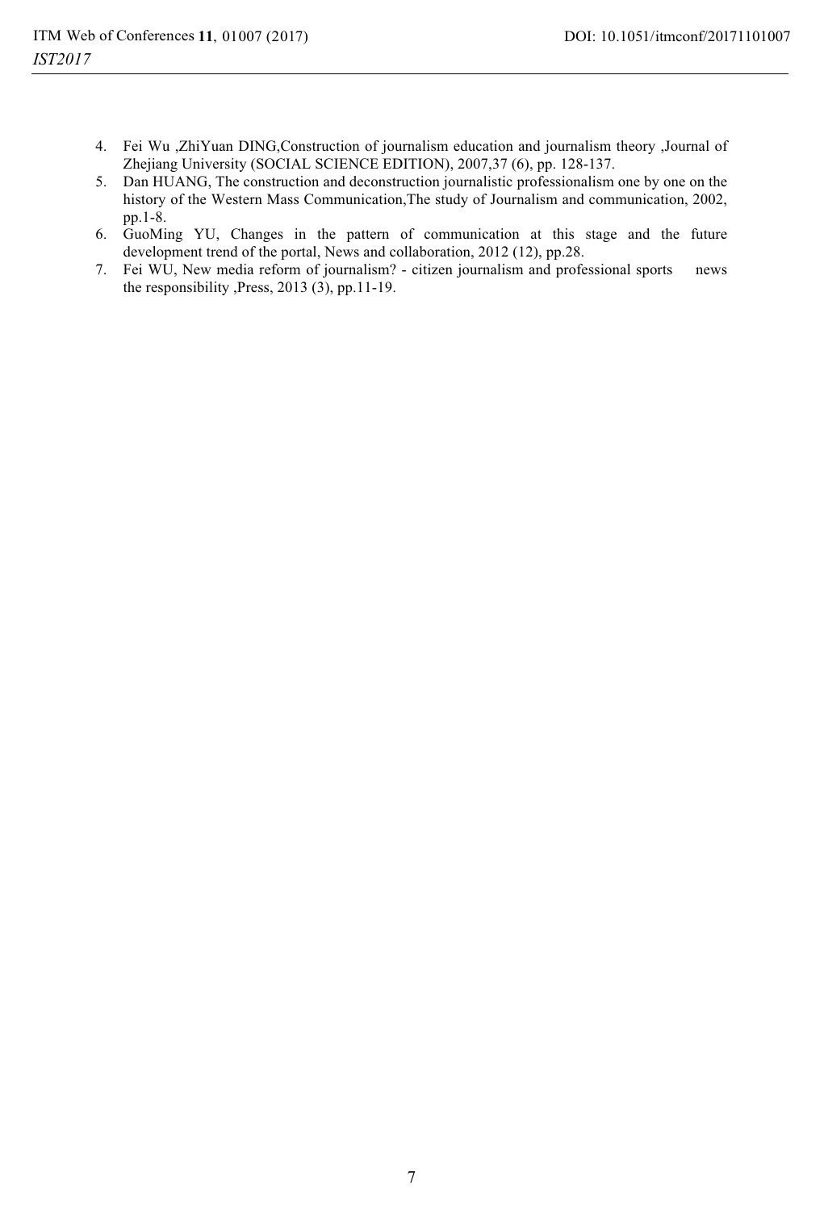4. Fei Wu ,ZhiYuan DING,Construction of journalism education and journalism theory ,Journal of Zhejiang University (SOCIAL SCIENCE EDITION), 2007,37 (6), pp. 128-137.
5. Dan HUANG, The construction and deconstruction journalistic professionalism one by one on the history of the Western Mass Communication,The study of Journalism and communication, 2002, pp.1-8.
6. GuoMing YU, Changes in the pattern of communication at this stage and the future development trend of the portal, News and collaboration, 2012 (12), pp.28.
7. Fei WU, New media reform of journalism? - citizen journalism and professional sports news the responsibility ,Press, 2013 (3), pp.11-19.